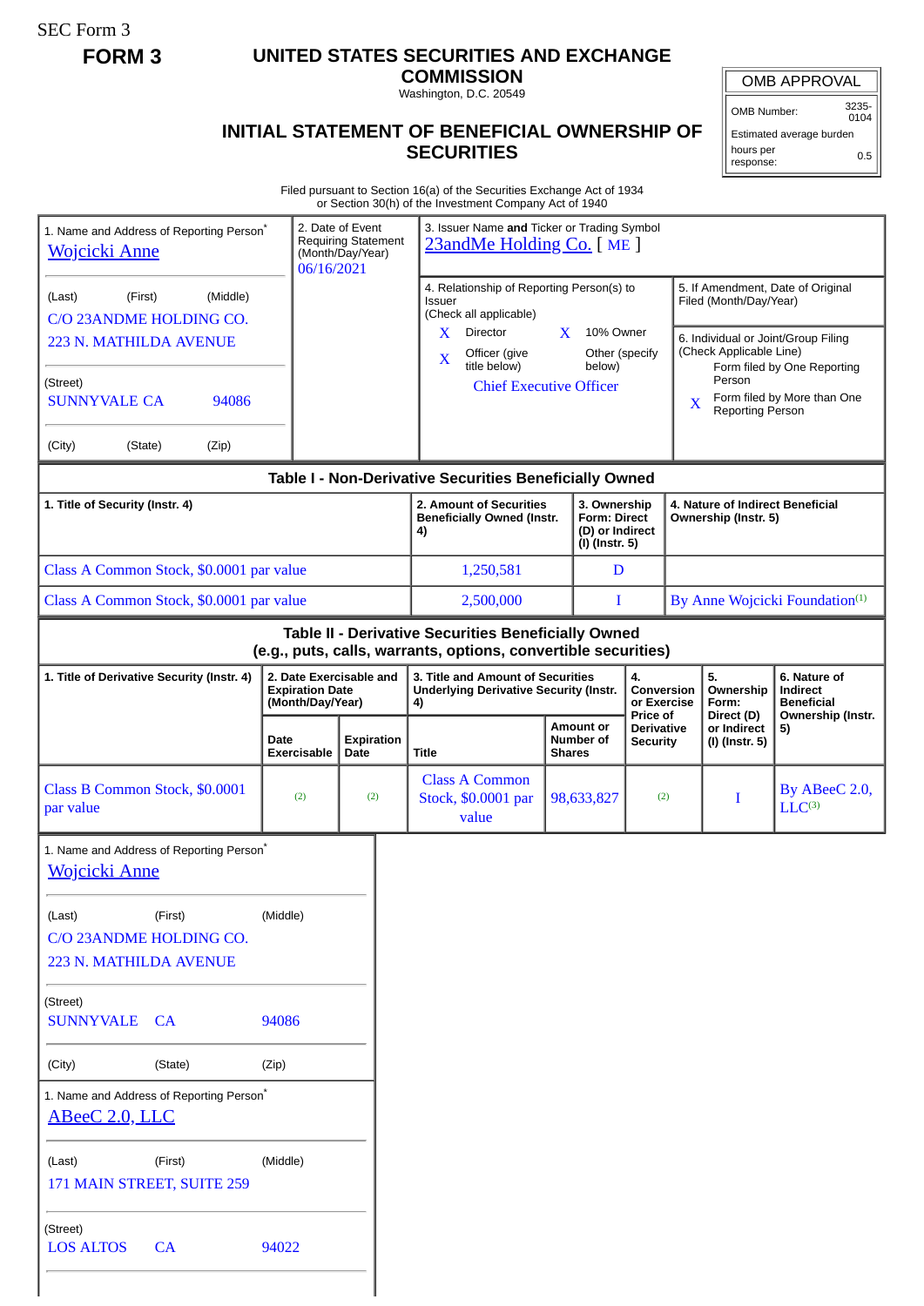SEC Form 3

**FORM 3**

# UNITED STATES SECURITIES AND EXCHANGE COMMISSION

Washington, D.C. 20549

## INITIAL STATEMENT OF BENEFICIAL OWNERSHIP OF SECURITIES

| OMB APPROVAL | |
|---|---|
| OMB Number: | 3235-0104 |
| Estimated average burden | |
| hours per response: | 0.5 |

Filed pursuant to Section 16(a) of the Securities Exchange Act of 1934
or Section 30(h) of the Investment Company Act of 1940

1. Name and Address of Reporting Person*
Wojcicki Anne

(Last) (First) (Middle)
C/O 23ANDME HOLDING CO.
223 N. MATHILDA AVENUE

(Street)
SUNNYVALE CA 94086

(City) (State) (Zip)

2. Date of Event Requiring Statement (Month/Day/Year)
06/16/2021

3. Issuer Name **and** Ticker or Trading Symbol
23andMe Holding Co. [ ME ]

4. Relationship of Reporting Person(s) to Issuer
(Check all applicable)
X Director X 10% Owner
X Officer (give title below) Other (specify below)
Chief Executive Officer

5. If Amendment, Date of Original Filed (Month/Day/Year)

6. Individual or Joint/Group Filing (Check Applicable Line)
Form filed by One Reporting Person
X Form filed by More than One Reporting Person

**Table I - Non-Derivative Securities Beneficially Owned**

| 1. Title of Security (Instr. 4) | 2. Amount of Securities Beneficially Owned (Instr. 4) | 3. Ownership Form: Direct (D) or Indirect (I) (Instr. 5) | 4. Nature of Indirect Beneficial Ownership (Instr. 5) |
|---|---|---|---|
| Class A Common Stock, $0.0001 par value | 1,250,581 | D | |
| Class A Common Stock, $0.0001 par value | 2,500,000 | I | By Anne Wojcicki Foundation[1] |

**Table II - Derivative Securities Beneficially Owned**
**(e.g., puts, calls, warrants, options, convertible securities)**

| 1. Title of Derivative Security (Instr. 4) | 2. Date Exercisable and Expiration Date (Month/Day/Year) | | 3. Title and Amount of Securities Underlying Derivative Security (Instr. 4) | | 4. Conversion or Exercise Price of Derivative Security | 5. Ownership Form: Direct (D) or Indirect (I) (Instr. 5) | 6. Nature of Indirect Beneficial Ownership (Instr. 5) |
|---|---|---|---|---|---|---|---|
| | Date Exercisable | Expiration Date | Title | Amount or Number of Shares | | | |
| Class B Common Stock, $0.0001 par value | [2] | [2] | Class A Common Stock, $0.0001 par value | 98,633,827 | [2] | I | By ABeeC 2.0, LLC[3] |

1. Name and Address of Reporting Person*
Wojcicki Anne

(Last) (First) (Middle)
C/O 23ANDME HOLDING CO.
223 N. MATHILDA AVENUE

(Street)
SUNNYVALE CA 94086

(City) (State) (Zip)

1. Name and Address of Reporting Person*
ABeeC 2.0, LLC

(Last) (First) (Middle)
171 MAIN STREET, SUITE 259

(Street)
LOS ALTOS CA 94022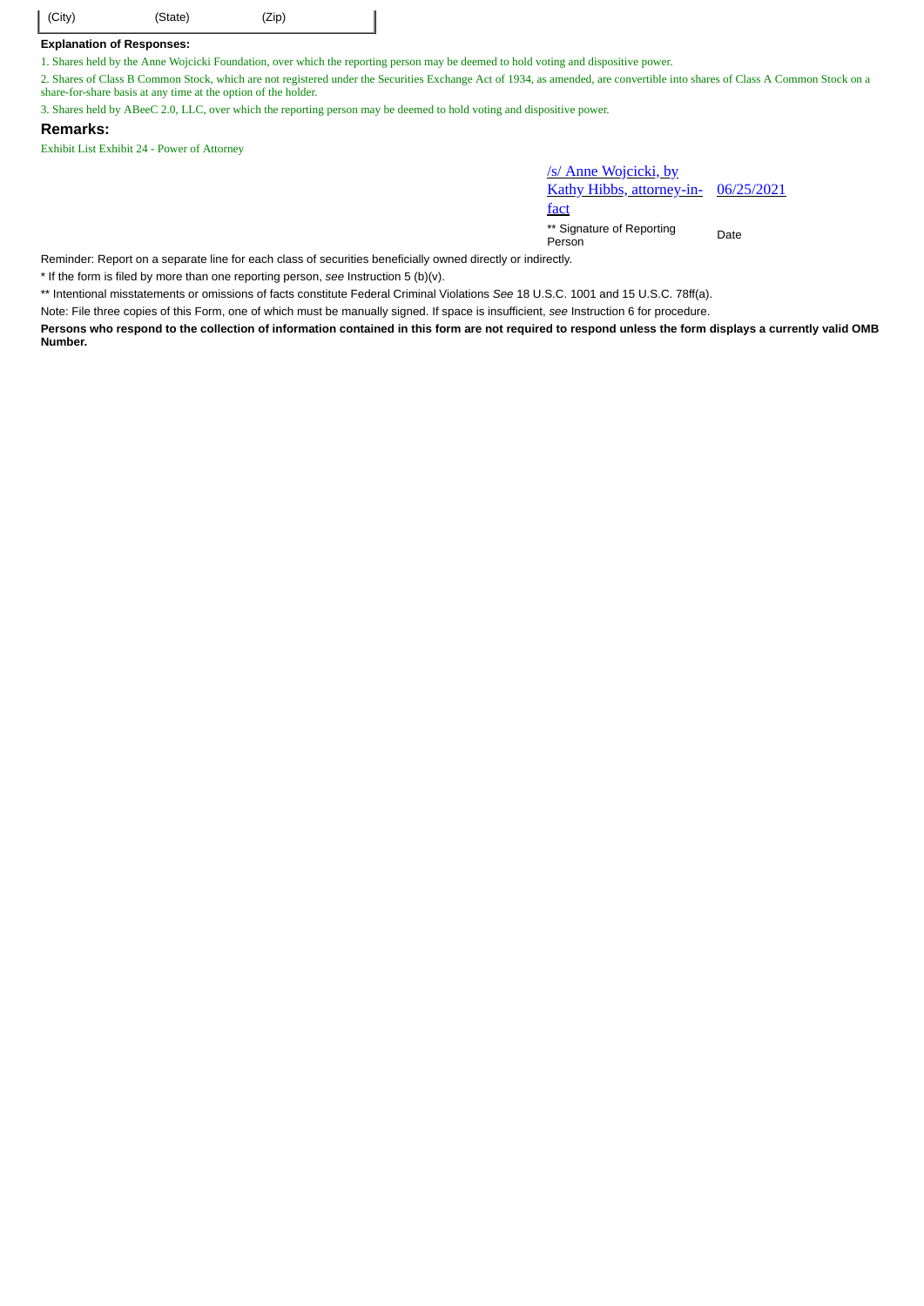| (City) | (State) | (Zip) |
|---|---|---|

**Explanation of Responses:**

1. Shares held by the Anne Wojcicki Foundation, over which the reporting person may be deemed to hold voting and dispositive power.

2. Shares of Class B Common Stock, which are not registered under the Securities Exchange Act of 1934, as amended, are convertible into shares of Class A Common Stock on a share-for-share basis at any time at the option of the holder.

3. Shares held by ABeeC 2.0, LLC, over which the reporting person may be deemed to hold voting and dispositive power.

## Remarks:

Exhibit List Exhibit 24 - Power of Attorney

| /s/ Anne Wojcicki, by Kathy Hibbs, attorney-in-fact | 06/25/2021 |
|---|---|
| ** Signature of Reporting Person | Date |

Reminder: Report on a separate line for each class of securities beneficially owned directly or indirectly.

* If the form is filed by more than one reporting person, *see* Instruction 5 (b)(v).

** Intentional misstatements or omissions of facts constitute Federal Criminal Violations *See* 18 U.S.C. 1001 and 15 U.S.C. 78ff(a).

Note: File three copies of this Form, one of which must be manually signed. If space is insufficient, *see* Instruction 6 for procedure.

**Persons who respond to the collection of information contained in this form are not required to respond unless the form displays a currently valid OMB Number.**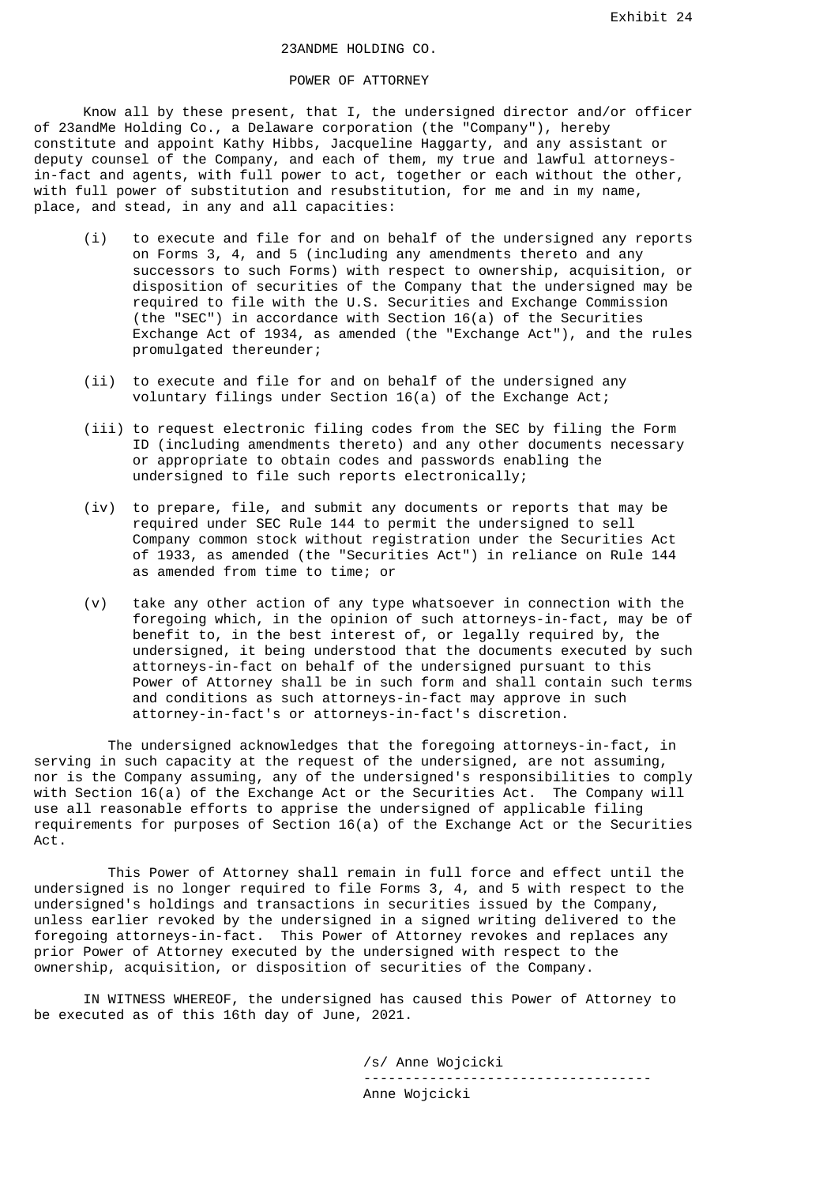Exhibit 24

# 23ANDME HOLDING CO.

## POWER OF ATTORNEY

Know all by these present, that I, the undersigned director and/or officer of 23andMe Holding Co., a Delaware corporation (the "Company"), hereby constitute and appoint Kathy Hibbs, Jacqueline Haggarty, and any assistant or deputy counsel of the Company, and each of them, my true and lawful attorneys-in-fact and agents, with full power to act, together or each without the other, with full power of substitution and resubstitution, for me and in my name, place, and stead, in any and all capacities:

(i) to execute and file for and on behalf of the undersigned any reports on Forms 3, 4, and 5 (including any amendments thereto and any successors to such Forms) with respect to ownership, acquisition, or disposition of securities of the Company that the undersigned may be required to file with the U.S. Securities and Exchange Commission (the "SEC") in accordance with Section 16(a) of the Securities Exchange Act of 1934, as amended (the "Exchange Act"), and the rules promulgated thereunder;

(ii) to execute and file for and on behalf of the undersigned any voluntary filings under Section 16(a) of the Exchange Act;

(iii) to request electronic filing codes from the SEC by filing the Form ID (including amendments thereto) and any other documents necessary or appropriate to obtain codes and passwords enabling the undersigned to file such reports electronically;

(iv) to prepare, file, and submit any documents or reports that may be required under SEC Rule 144 to permit the undersigned to sell Company common stock without registration under the Securities Act of 1933, as amended (the "Securities Act") in reliance on Rule 144 as amended from time to time; or

(v) take any other action of any type whatsoever in connection with the foregoing which, in the opinion of such attorneys-in-fact, may be of benefit to, in the best interest of, or legally required by, the undersigned, it being understood that the documents executed by such attorneys-in-fact on behalf of the undersigned pursuant to this Power of Attorney shall be in such form and shall contain such terms and conditions as such attorneys-in-fact may approve in such attorney-in-fact's or attorneys-in-fact's discretion.

The undersigned acknowledges that the foregoing attorneys-in-fact, in serving in such capacity at the request of the undersigned, are not assuming, nor is the Company assuming, any of the undersigned's responsibilities to comply with Section 16(a) of the Exchange Act or the Securities Act. The Company will use all reasonable efforts to apprise the undersigned of applicable filing requirements for purposes of Section 16(a) of the Exchange Act or the Securities Act.

This Power of Attorney shall remain in full force and effect until the undersigned is no longer required to file Forms 3, 4, and 5 with respect to the undersigned's holdings and transactions in securities issued by the Company, unless earlier revoked by the undersigned in a signed writing delivered to the foregoing attorneys-in-fact. This Power of Attorney revokes and replaces any prior Power of Attorney executed by the undersigned with respect to the ownership, acquisition, or disposition of securities of the Company.

IN WITNESS WHEREOF, the undersigned has caused this Power of Attorney to be executed as of this 16th day of June, 2021.

/s/ Anne Wojcicki

-----------------------------------

Anne Wojcicki